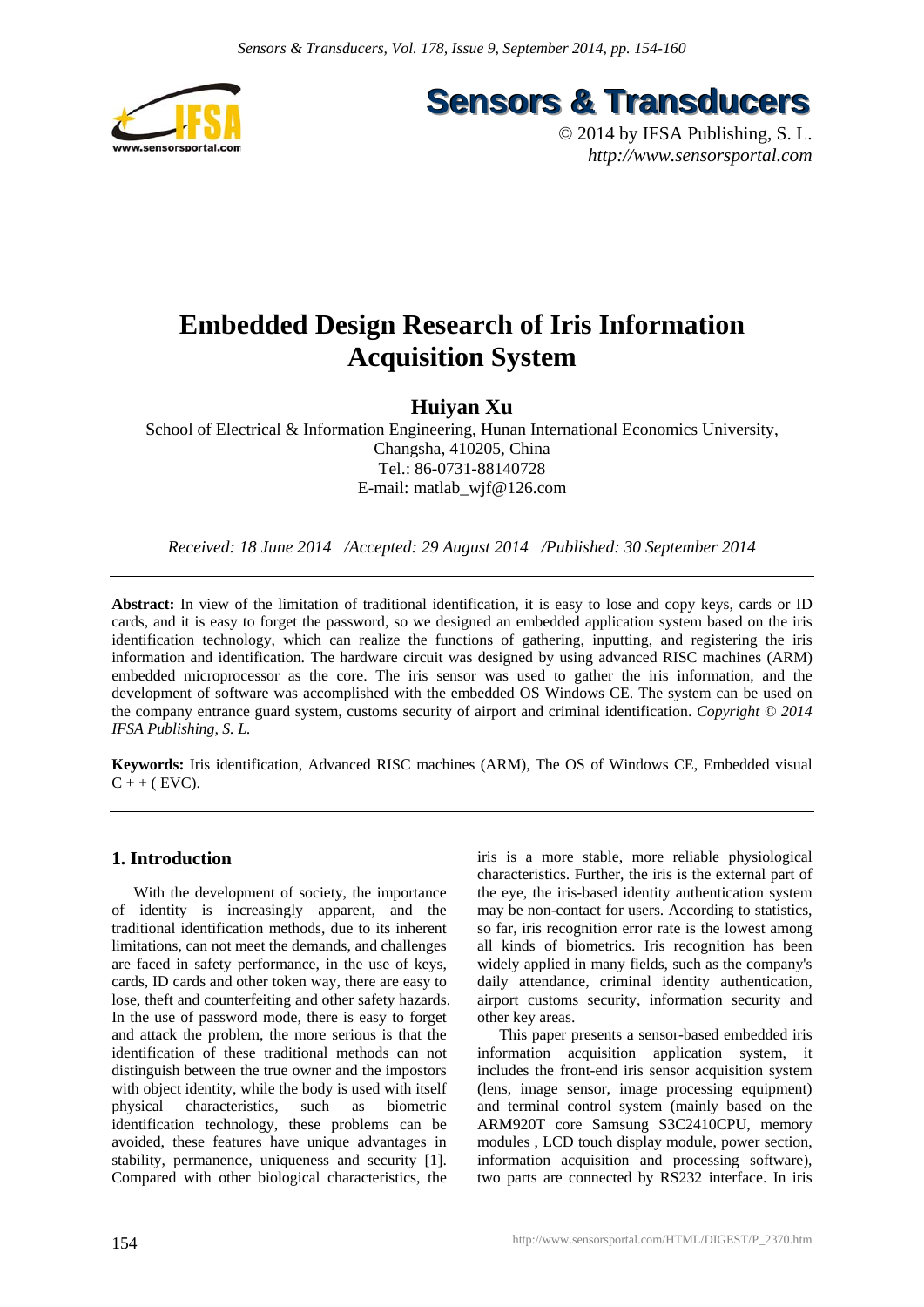# Embedded Design Research of Iris Information Acquisition System

**Huiyan Xu**

School of Electrical & Information Engineering, Hunan International Economics University, Changsha, 410205, China

Tel.: 86-0731-88140728

E-mail: matlab_wjf@126.com

*Received: 18 June 2014 /Accepted: 29 August 2014 /Published: 30 September 2014*

---

**Abstract:** In view of the limitation of traditional identification, it is easy to lose and copy keys, cards or ID cards, and it is easy to forget the password, so we designed an embedded application system based on the iris identification technology, which can realize the functions of gathering, inputting, and registering the iris information and identification. The hardware circuit was designed by using advanced RISC machines (ARM) embedded microprocessor as the core. The iris sensor was used to gather the iris information, and the development of software was accomplished with the embedded OS Windows CE. The system can be used on the company entrance guard system, customs security of airport and criminal identification. *Copyright © 2014 IFSA Publishing, S. L.*

**Keywords:** Iris identification, Advanced RISC machines (ARM), The OS of Windows CE, Embedded visual C + + ( EVC).

---

## 1. Introduction

With the development of society, the importance of identity is increasingly apparent, and the traditional identification methods, due to its inherent limitations, can not meet the demands, and challenges are faced in safety performance, in the use of keys, cards, ID cards and other token way, there are easy to lose, theft and counterfeiting and other safety hazards. In the use of password mode, there is easy to forget and attack the problem, the more serious is that the identification of these traditional methods can not distinguish between the true owner and the impostors with object identity, while the body is used with itself physical characteristics, such as biometric identification technology, these problems can be avoided, these features have unique advantages in stability, permanence, uniqueness and security [1]. Compared with other biological characteristics, the iris is a more stable, more reliable physiological characteristics. Further, the iris is the external part of the eye, the iris-based identity authentication system may be non-contact for users. According to statistics, so far, iris recognition error rate is the lowest among all kinds of biometrics. Iris recognition has been widely applied in many fields, such as the company's daily attendance, criminal identity authentication, airport customs security, information security and other key areas.

This paper presents a sensor-based embedded iris information acquisition application system, it includes the front-end iris sensor acquisition system (lens, image sensor, image processing equipment) and terminal control system (mainly based on the ARM920T core Samsung S3C2410CPU, memory modules , LCD touch display module, power section, information acquisition and processing software), two parts are connected by RS232 interface. In iris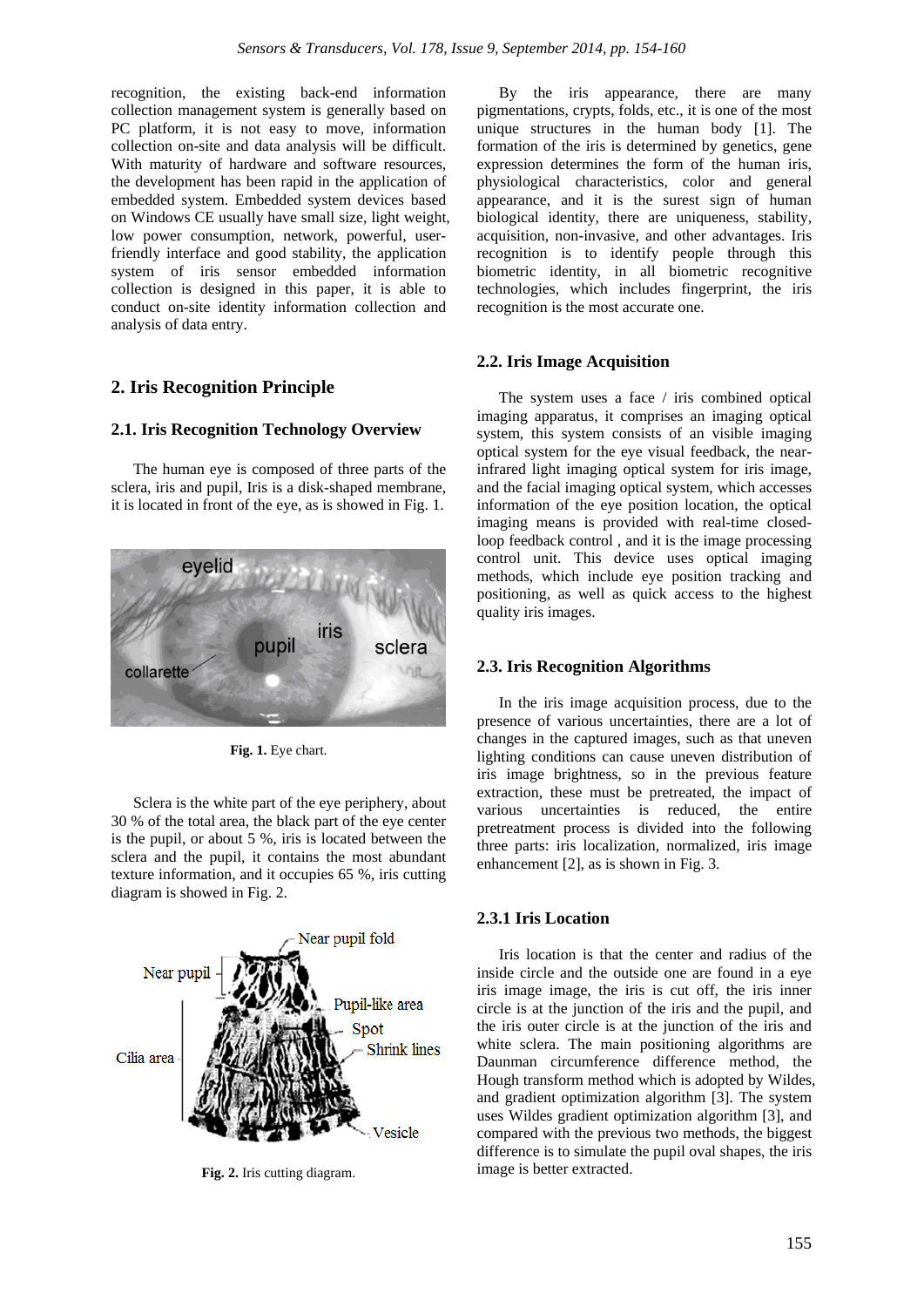recognition, the existing back-end information collection management system is generally based on PC platform, it is not easy to move, information collection on-site and data analysis will be difficult. With maturity of hardware and software resources, the development has been rapid in the application of embedded system. Embedded system devices based on Windows CE usually have small size, light weight, low power consumption, network, powerful, user-friendly interface and good stability, the application system of iris sensor embedded information collection is designed in this paper, it is able to conduct on-site identity information collection and analysis of data entry.

## 2. Iris Recognition Principle

### 2.1. Iris Recognition Technology Overview

The human eye is composed of three parts of the sclera, iris and pupil, Iris is a disk-shaped membrane, it is located in front of the eye, as is showed in Fig. 1.

**Fig. 1.** Eye chart.

Sclera is the white part of the eye periphery, about 30 % of the total area, the black part of the eye center is the pupil, or about 5 %, iris is located between the sclera and the pupil, it contains the most abundant texture information, and it occupies 65 %, iris cutting diagram is showed in Fig. 2.

**Fig. 2.** Iris cutting diagram.

By the iris appearance, there are many pigmentations, crypts, folds, etc., it is one of the most unique structures in the human body [1]. The formation of the iris is determined by genetics, gene expression determines the form of the human iris, physiological characteristics, color and general appearance, and it is the surest sign of human biological identity, there are uniqueness, stability, acquisition, non-invasive, and other advantages. Iris recognition is to identify people through this biometric identity, in all biometric recognitive technologies, which includes fingerprint, the iris recognition is the most accurate one.

### 2.2. Iris Image Acquisition

The system uses a face / iris combined optical imaging apparatus, it comprises an imaging optical system, this system consists of an visible imaging optical system for the eye visual feedback, the near-infrared light imaging optical system for iris image, and the facial imaging optical system, which accesses information of the eye position location, the optical imaging means is provided with real-time closed-loop feedback control , and it is the image processing control unit. This device uses optical imaging methods, which include eye position tracking and positioning, as well as quick access to the highest quality iris images.

### 2.3. Iris Recognition Algorithms

In the iris image acquisition process, due to the presence of various uncertainties, there are a lot of changes in the captured images, such as that uneven lighting conditions can cause uneven distribution of iris image brightness, so in the previous feature extraction, these must be pretreated, the impact of various uncertainties is reduced, the entire pretreatment process is divided into the following three parts: iris localization, normalized, iris image enhancement [2], as is shown in Fig. 3.

#### 2.3.1 Iris Location

Iris location is that the center and radius of the inside circle and the outside one are found in a eye iris image image, the iris is cut off, the iris inner circle is at the junction of the iris and the pupil, and the iris outer circle is at the junction of the iris and white sclera. The main positioning algorithms are Daunman circumference difference method, the Hough transform method which is adopted by Wildes, and gradient optimization algorithm [3]. The system uses Wildes gradient optimization algorithm [3], and compared with the previous two methods, the biggest difference is to simulate the pupil oval shapes, the iris image is better extracted.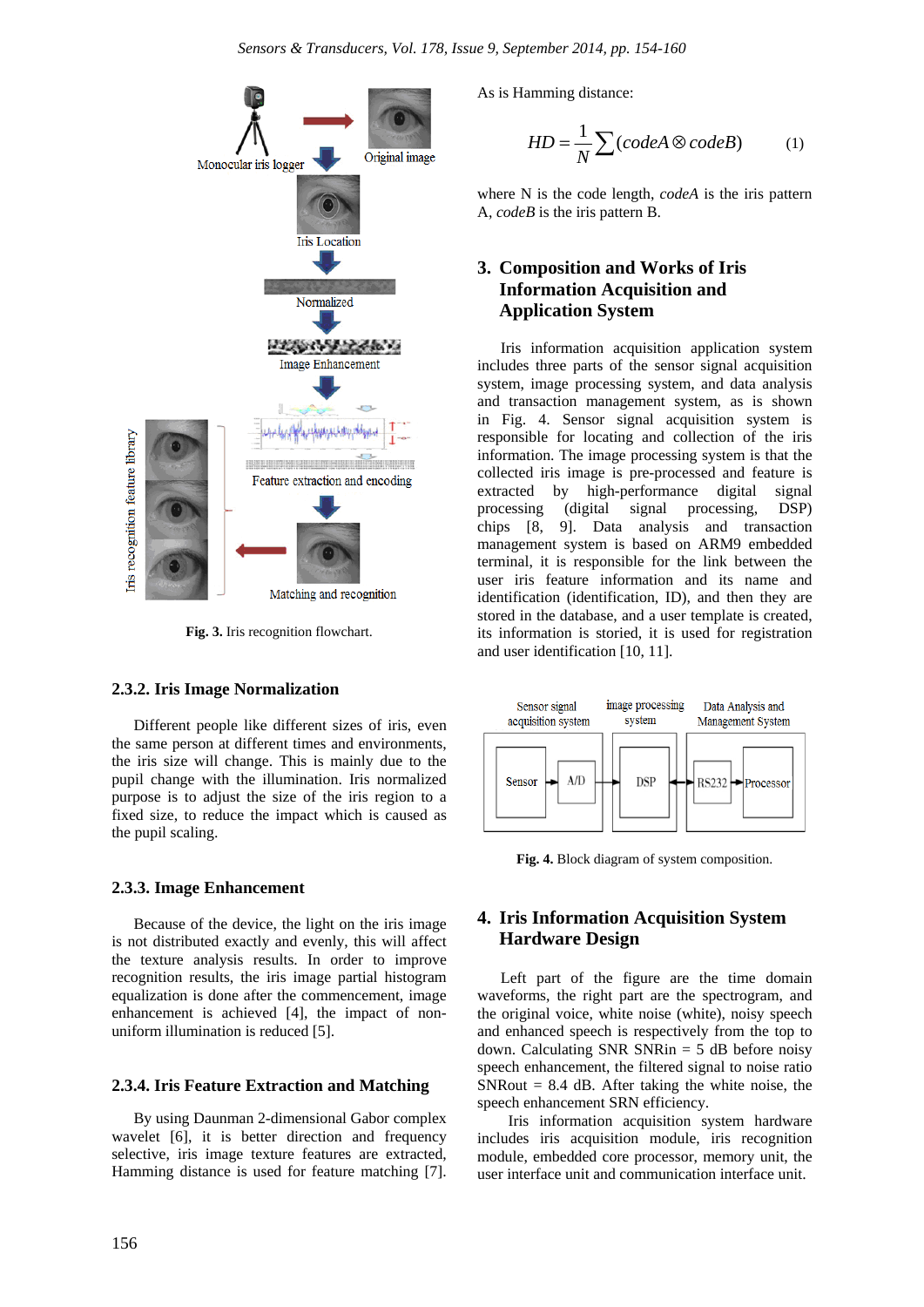Fig. 3. Iris recognition flowchart.

### 2.3.2. Iris Image Normalization

Different people like different sizes of iris, even the same person at different times and environments, the iris size will change. This is mainly due to the pupil change with the illumination. Iris normalized purpose is to adjust the size of the iris region to a fixed size, to reduce the impact which is caused as the pupil scaling.

### 2.3.3. Image Enhancement

Because of the device, the light on the iris image is not distributed exactly and evenly, this will affect the texture analysis results. In order to improve recognition results, the iris image partial histogram equalization is done after the commencement, image enhancement is achieved [4], the impact of non-uniform illumination is reduced [5].

### 2.3.4. Iris Feature Extraction and Matching

By using Daunman 2-dimensional Gabor complex wavelet [6], it is better direction and frequency selective, iris image texture features are extracted, Hamming distance is used for feature matching [7].

As is Hamming distance:

$$HD = \frac{1}{N}\sum(codeA \otimes codeB) \qquad (1)$$

where N is the code length, *codeA* is the iris pattern A, *codeB* is the iris pattern B.

## 3. Composition and Works of Iris Information Acquisition and Application System

Iris information acquisition application system includes three parts of the sensor signal acquisition system, image processing system, and data analysis and transaction management system, as is shown in Fig. 4. Sensor signal acquisition system is responsible for locating and collection of the iris information. The image processing system is that the collected iris image is pre-processed and feature is extracted by high-performance digital signal processing (digital signal processing, DSP) chips [8, 9]. Data analysis and transaction management system is based on ARM9 embedded terminal, it is responsible for the link between the user iris feature information and its name and identification (identification, ID), and then they are stored in the database, and a user template is created, its information is storied, it is used for registration and user identification [10, 11].

Fig. 4. Block diagram of system composition.

## 4. Iris Information Acquisition System Hardware Design

Left part of the figure are the time domain waveforms, the right part are the spectrogram, and the original voice, white noise (white), noisy speech and enhanced speech is respectively from the top to down. Calculating SNR SNRin = 5 dB before noisy speech enhancement, the filtered signal to noise ratio SNRout = 8.4 dB. After taking the white noise, the speech enhancement SRN efficiency.

Iris information acquisition system hardware includes iris acquisition module, iris recognition module, embedded core processor, memory unit, the user interface unit and communication interface unit.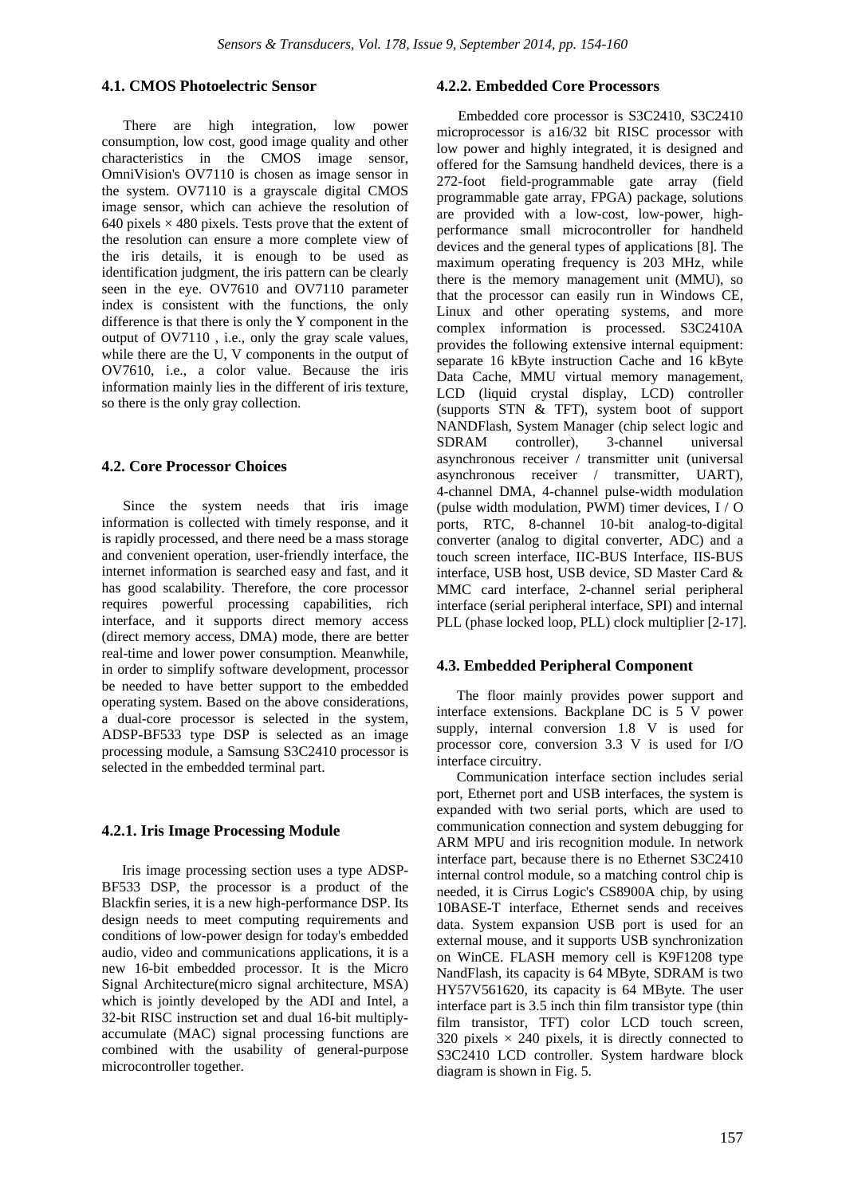### 4.1. CMOS Photoelectric Sensor

There are high integration, low power consumption, low cost, good image quality and other characteristics in the CMOS image sensor, OmniVision's OV7110 is chosen as image sensor in the system. OV7110 is a grayscale digital CMOS image sensor, which can achieve the resolution of 640 pixels × 480 pixels. Tests prove that the extent of the resolution can ensure a more complete view of the iris details, it is enough to be used as identification judgment, the iris pattern can be clearly seen in the eye. OV7610 and OV7110 parameter index is consistent with the functions, the only difference is that there is only the Y component in the output of OV7110 , i.e., only the gray scale values, while there are the U, V components in the output of OV7610, i.e., a color value. Because the iris information mainly lies in the different of iris texture, so there is the only gray collection.

### 4.2. Core Processor Choices

Since the system needs that iris image information is collected with timely response, and it is rapidly processed, and there need be a mass storage and convenient operation, user-friendly interface, the internet information is searched easy and fast, and it has good scalability. Therefore, the core processor requires powerful processing capabilities, rich interface, and it supports direct memory access (direct memory access, DMA) mode, there are better real-time and lower power consumption. Meanwhile, in order to simplify software development, processor be needed to have better support to the embedded operating system. Based on the above considerations, a dual-core processor is selected in the system, ADSP-BF533 type DSP is selected as an image processing module, a Samsung S3C2410 processor is selected in the embedded terminal part.

#### 4.2.1. Iris Image Processing Module

Iris image processing section uses a type ADSP-BF533 DSP, the processor is a product of the Blackfin series, it is a new high-performance DSP. Its design needs to meet computing requirements and conditions of low-power design for today's embedded audio, video and communications applications, it is a new 16-bit embedded processor. It is the Micro Signal Architecture(micro signal architecture, MSA) which is jointly developed by the ADI and Intel, a 32-bit RISC instruction set and dual 16-bit multiply-accumulate (MAC) signal processing functions are combined with the usability of general-purpose microcontroller together.

#### 4.2.2. Embedded Core Processors

Embedded core processor is S3C2410, S3C2410 microprocessor is a16/32 bit RISC processor with low power and highly integrated, it is designed and offered for the Samsung handheld devices, there is a 272-foot field-programmable gate array (field programmable gate array, FPGA) package, solutions are provided with a low-cost, low-power, high-performance small microcontroller for handheld devices and the general types of applications [8]. The maximum operating frequency is 203 MHz, while there is the memory management unit (MMU), so that the processor can easily run in Windows CE, Linux and other operating systems, and more complex information is processed. S3C2410A provides the following extensive internal equipment: separate 16 kByte instruction Cache and 16 kByte Data Cache, MMU virtual memory management, LCD (liquid crystal display, LCD) controller (supports STN & TFT), system boot of support NANDFlash, System Manager (chip select logic and SDRAM controller), 3-channel universal asynchronous receiver / transmitter unit (universal asynchronous receiver / transmitter, UART), 4-channel DMA, 4-channel pulse-width modulation (pulse width modulation, PWM) timer devices, I / O ports, RTC, 8-channel 10-bit analog-to-digital converter (analog to digital converter, ADC) and a touch screen interface, IIC-BUS Interface, IIS-BUS interface, USB host, USB device, SD Master Card & MMC card interface, 2-channel serial peripheral interface (serial peripheral interface, SPI) and internal PLL (phase locked loop, PLL) clock multiplier [2-17].

### 4.3. Embedded Peripheral Component

The floor mainly provides power support and interface extensions. Backplane DC is 5 V power supply, internal conversion 1.8 V is used for processor core, conversion 3.3 V is used for I/O interface circuitry.

Communication interface section includes serial port, Ethernet port and USB interfaces, the system is expanded with two serial ports, which are used to communication connection and system debugging for ARM MPU and iris recognition module. In network interface part, because there is no Ethernet S3C2410 internal control module, so a matching control chip is needed, it is Cirrus Logic's CS8900A chip, by using 10BASE-T interface, Ethernet sends and receives data. System expansion USB port is used for an external mouse, and it supports USB synchronization on WinCE. FLASH memory cell is K9F1208 type NandFlash, its capacity is 64 MByte, SDRAM is two HY57V561620, its capacity is 64 MByte. The user interface part is 3.5 inch thin film transistor type (thin film transistor, TFT) color LCD touch screen, 320 pixels × 240 pixels, it is directly connected to S3C2410 LCD controller. System hardware block diagram is shown in Fig. 5.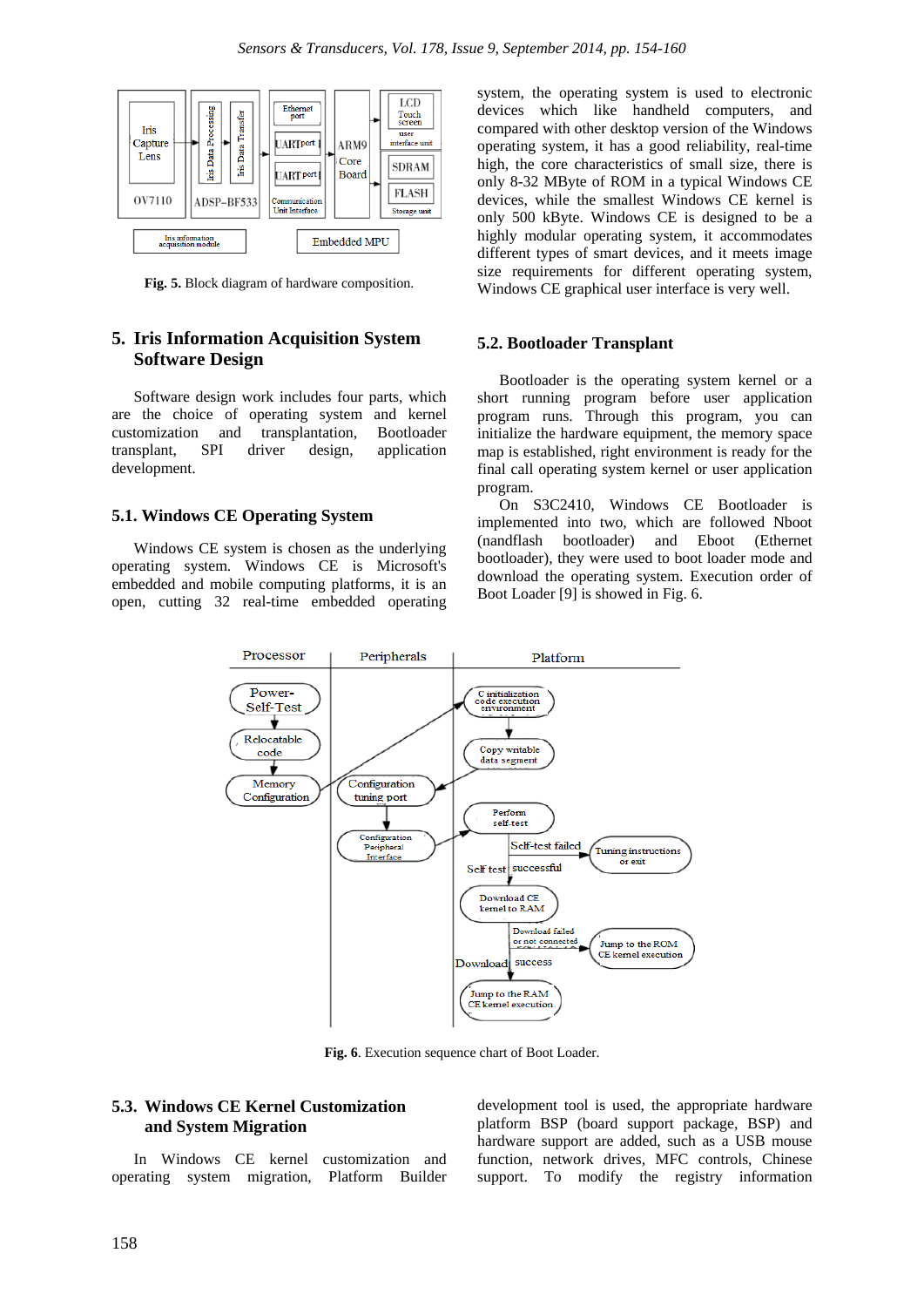Fig. 5. Block diagram of hardware composition.

## 5. Iris Information Acquisition System Software Design

Software design work includes four parts, which are the choice of operating system and kernel customization and transplantation, Bootloader transplant, SPI driver design, application development.

### 5.1. Windows CE Operating System

Windows CE system is chosen as the underlying operating system. Windows CE is Microsoft's embedded and mobile computing platforms, it is an open, cutting 32 real-time embedded operating system, the operating system is used to electronic devices which like handheld computers, and compared with other desktop version of the Windows operating system, it has a good reliability, real-time high, the core characteristics of small size, there is only 8-32 MByte of ROM in a typical Windows CE devices, while the smallest Windows CE kernel is only 500 kByte. Windows CE is designed to be a highly modular operating system, it accommodates different types of smart devices, and it meets image size requirements for different operating system, Windows CE graphical user interface is very well.

### 5.2. Bootloader Transplant

Bootloader is the operating system kernel or a short running program before user application program runs. Through this program, you can initialize the hardware equipment, the memory space map is established, right environment is ready for the final call operating system kernel or user application program.

On S3C2410, Windows CE Bootloader is implemented into two, which are followed Nboot (nandflash bootloader) and Eboot (Ethernet bootloader), they were used to boot loader mode and download the operating system. Execution order of Boot Loader [9] is showed in Fig. 6.

Fig. 6. Execution sequence chart of Boot Loader.

### 5.3. Windows CE Kernel Customization and System Migration

In Windows CE kernel customization and operating system migration, Platform Builder development tool is used, the appropriate hardware platform BSP (board support package, BSP) and hardware support are added, such as a USB mouse function, network drives, MFC controls, Chinese support. To modify the registry information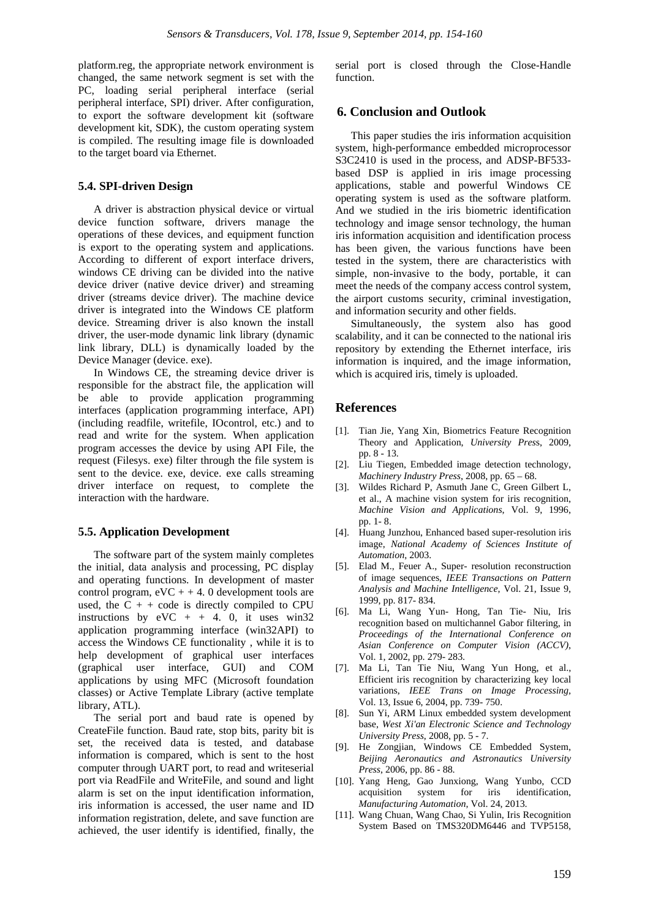platform.reg, the appropriate network environment is changed, the same network segment is set with the PC, loading serial peripheral interface (serial peripheral interface, SPI) driver. After configuration, to export the software development kit (software development kit, SDK), the custom operating system is compiled. The resulting image file is downloaded to the target board via Ethernet.

### 5.4. SPI-driven Design

A driver is abstraction physical device or virtual device function software, drivers manage the operations of these devices, and equipment function is export to the operating system and applications. According to different of export interface drivers, windows CE driving can be divided into the native device driver (native device driver) and streaming driver (streams device driver). The machine device driver is integrated into the Windows CE platform device. Streaming driver is also known the install driver, the user-mode dynamic link library (dynamic link library, DLL) is dynamically loaded by the Device Manager (device. exe).

In Windows CE, the streaming device driver is responsible for the abstract file, the application will be able to provide application programming interfaces (application programming interface, API) (including readfile, writefile, IOcontrol, etc.) and to read and write for the system. When application program accesses the device by using API File, the request (Filesys. exe) filter through the file system is sent to the device. exe, device. exe calls streaming driver interface on request, to complete the interaction with the hardware.

### 5.5. Application Development

The software part of the system mainly completes the initial, data analysis and processing, PC display and operating functions. In development of master control program, eVC + + 4. 0 development tools are used, the C + + code is directly compiled to CPU instructions by eVC + + 4. 0, it uses win32 application programming interface (win32API) to access the Windows CE functionality , while it is to help development of graphical user interfaces (graphical user interface, GUI) and COM applications by using MFC (Microsoft foundation classes) or Active Template Library (active template library, ATL).

The serial port and baud rate is opened by CreateFile function. Baud rate, stop bits, parity bit is set, the received data is tested, and database information is compared, which is sent to the host computer through UART port, to read and writeserial port via ReadFile and WriteFile, and sound and light alarm is set on the input identification information, iris information is accessed, the user name and ID information registration, delete, and save function are achieved, the user identify is identified, finally, the serial port is closed through the Close-Handle function.

## 6. Conclusion and Outlook

This paper studies the iris information acquisition system, high-performance embedded microprocessor S3C2410 is used in the process, and ADSP-BF533-based DSP is applied in iris image processing applications, stable and powerful Windows CE operating system is used as the software platform. And we studied in the iris biometric identification technology and image sensor technology, the human iris information acquisition and identification process has been given, the various functions have been tested in the system, there are characteristics with simple, non-invasive to the body, portable, it can meet the needs of the company access control system, the airport customs security, criminal investigation, and information security and other fields.

Simultaneously, the system also has good scalability, and it can be connected to the national iris repository by extending the Ethernet interface, iris information is inquired, and the image information, which is acquired iris, timely is uploaded.

## References

[1]. Tian Jie, Yang Xin, Biometrics Feature Recognition Theory and Application, *University Press*, 2009, pp. 8 - 13.

[2]. Liu Tiegen, Embedded image detection technology, *Machinery Industry Press*, 2008, pp. 65 – 68.

[3]. Wildes Richard P, Asmuth Jane C, Green Gilbert L, et al., A machine vision system for iris recognition, *Machine Vision and Applications*, Vol. 9, 1996, pp. 1- 8.

[4]. Huang Junzhou, Enhanced based super-resolution iris image, *National Academy of Sciences Institute of Automation*, 2003.

[5]. Elad M., Feuer A., Super- resolution reconstruction of image sequences, *IEEE Transactions on Pattern Analysis and Machine Intelligence*, Vol. 21, Issue 9, 1999, pp. 817- 834.

[6]. Ma Li, Wang Yun- Hong, Tan Tie- Niu, Iris recognition based on multichannel Gabor filtering, in *Proceedings of the International Conference on Asian Conference on Computer Vision (ACCV)*, Vol. 1, 2002, pp. 279- 283.

[7]. Ma Li, Tan Tie Niu, Wang Yun Hong, et al., Efficient iris recognition by characterizing key local variations, *IEEE Trans on Image Processing*, Vol. 13, Issue 6, 2004, pp. 739- 750.

[8]. Sun Yi, ARM Linux embedded system development base, *West Xi'an Electronic Science and Technology University Press*, 2008, pp. 5 - 7.

[9]. He Zongjian, Windows CE Embedded System, *Beijing Aeronautics and Astronautics University Press*, 2006, pp. 86 - 88.

[10]. Yang Heng, Gao Junxiong, Wang Yunbo, CCD acquisition system for iris identification, *Manufacturing Automation*, Vol. 24, 2013.

[11]. Wang Chuan, Wang Chao, Si Yulin, Iris Recognition System Based on TMS320DM6446 and TVP5158,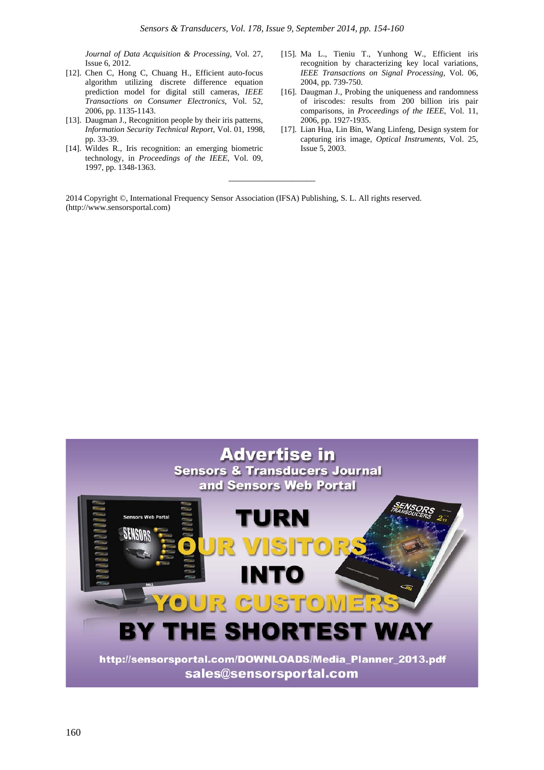*Journal of Data Acquisition & Processing*, Vol. 27, Issue 6, 2012.

[12]. Chen C, Hong C, Chuang H., Efficient auto-focus algorithm utilizing discrete difference equation prediction model for digital still cameras, *IEEE Transactions on Consumer Electronics*, Vol. 52, 2006, pp. 1135-1143.

[13]. Daugman J., Recognition people by their iris patterns, *Information Security Technical Report*, Vol. 01, 1998, pp. 33-39.

[14]. Wildes R., Iris recognition: an emerging biometric technology, in *Proceedings of the IEEE*, Vol. 09, 1997, pp. 1348-1363.

[15]. Ma L., Tieniu T., Yunhong W., Efficient iris recognition by characterizing key local variations, *IEEE Transactions on Signal Processing*, Vol. 06, 2004, pp. 739-750.

[16]. Daugman J., Probing the uniqueness and randomness of iriscodes: results from 200 billion iris pair comparisons, in *Proceedings of the IEEE*, Vol. 11, 2006, pp. 1927-1935.

[17]. Lian Hua, Lin Bin, Wang Linfeng, Design system for capturing iris image, *Optical Instruments*, Vol. 25, Issue 5, 2003.

---

2014 Copyright ©, International Frequency Sensor Association (IFSA) Publishing, S. L. All rights reserved. (http://www.sensorsportal.com)

Advertise in Sensors & Transducers Journal and Sensors Web Portal

TURN YOUR VISITORS INTO YOUR CUSTOMERS BY THE SHORTEST WAY

http://sensorsportal.com/DOWNLOADS/Media_Planner_2013.pdf

sales@sensorsportal.com